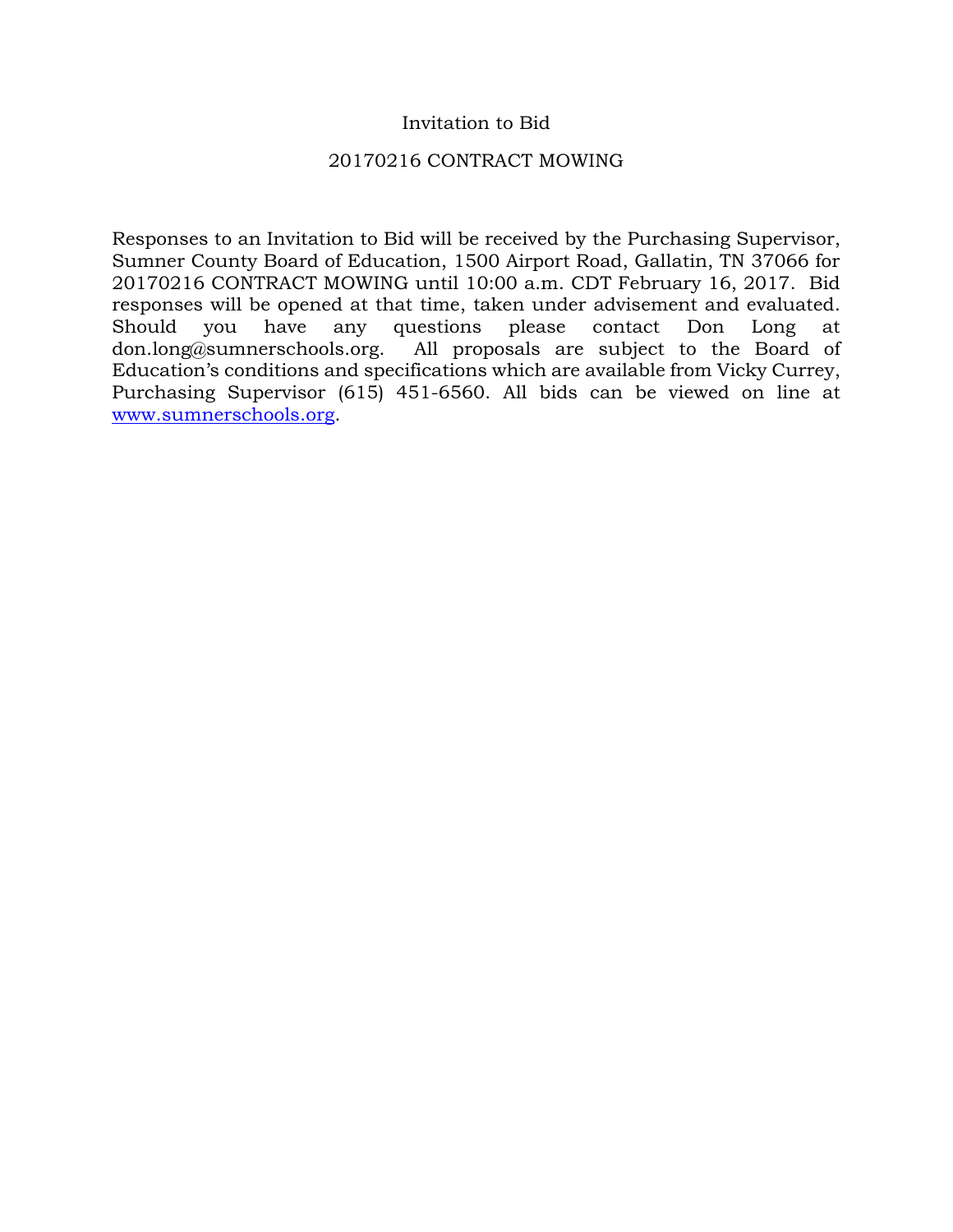# Invitation to Bid

## 20170216 CONTRACT MOWING

Responses to an Invitation to Bid will be received by the Purchasing Supervisor, Sumner County Board of Education, 1500 Airport Road, Gallatin, TN 37066 for 20170216 CONTRACT MOWING until 10:00 a.m. CDT February 16, 2017. Bid responses will be opened at that time, taken under advisement and evaluated. Should you have any questions please contact Don Long at don.long@sumnerschools.org. All proposals are subject to the Board of Education's conditions and specifications which are available from Vicky Currey, Purchasing Supervisor (615) 451-6560. All bids can be viewed on line at [www.sumnerschools.org](http://www.sumnerschools.org).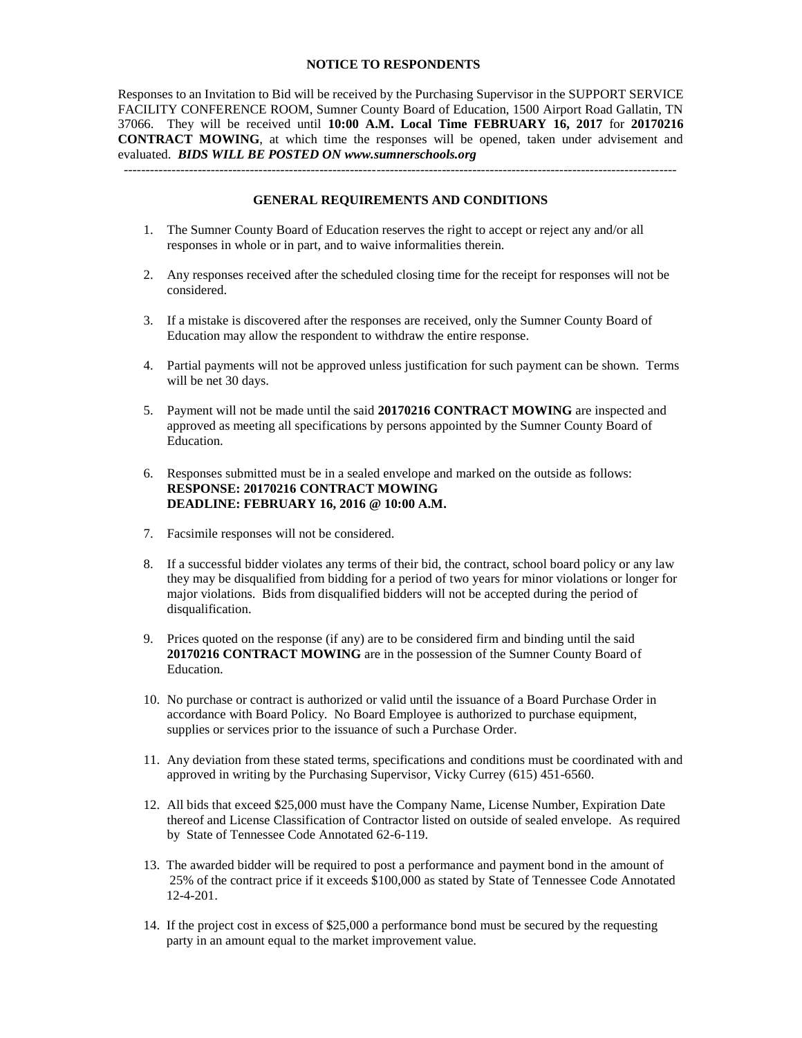## NOTICE TO RESPONDENTS

Responses to an Invitation to Bid will be received by the Purchasing Supervisor in the SUPPORT SERVICE FACILITY CONFERENCE ROOM, Sumner County Board of Education, 1500 Airport Road Gallatin, TN 37066. They will be received until **10:00 A.M. Local Time FEBRUARY 16, 2017** for **20170216 CONTRACT MOWING**, at which time the responses will be opened, taken under advisement and evaluated. ***BIDS WILL BE POSTED ON www.sumnerschools.org***

---

## GENERAL REQUIREMENTS AND CONDITIONS

1. The Sumner County Board of Education reserves the right to accept or reject any and/or all responses in whole or in part, and to waive informalities therein.

2. Any responses received after the scheduled closing time for the receipt for responses will not be considered.

3. If a mistake is discovered after the responses are received, only the Sumner County Board of Education may allow the respondent to withdraw the entire response.

4. Partial payments will not be approved unless justification for such payment can be shown. Terms will be net 30 days.

5. Payment will not be made until the said **20170216 CONTRACT MOWING** are inspected and approved as meeting all specifications by persons appointed by the Sumner County Board of Education.

6. Responses submitted must be in a sealed envelope and marked on the outside as follows:
   **RESPONSE: 20170216 CONTRACT MOWING**
   **DEADLINE: FEBRUARY 16, 2016 @ 10:00 A.M.**

7. Facsimile responses will not be considered.

8. If a successful bidder violates any terms of their bid, the contract, school board policy or any law they may be disqualified from bidding for a period of two years for minor violations or longer for major violations. Bids from disqualified bidders will not be accepted during the period of disqualification.

9. Prices quoted on the response (if any) are to be considered firm and binding until the said **20170216 CONTRACT MOWING** are in the possession of the Sumner County Board of Education.

10. No purchase or contract is authorized or valid until the issuance of a Board Purchase Order in accordance with Board Policy. No Board Employee is authorized to purchase equipment, supplies or services prior to the issuance of such a Purchase Order.

11. Any deviation from these stated terms, specifications and conditions must be coordinated with and approved in writing by the Purchasing Supervisor, Vicky Currey (615) 451-6560.

12. All bids that exceed $25,000 must have the Company Name, License Number, Expiration Date thereof and License Classification of Contractor listed on outside of sealed envelope. As required by State of Tennessee Code Annotated 62-6-119.

13. The awarded bidder will be required to post a performance and payment bond in the amount of 25% of the contract price if it exceeds $100,000 as stated by State of Tennessee Code Annotated 12-4-201.

14. If the project cost in excess of $25,000 a performance bond must be secured by the requesting party in an amount equal to the market improvement value.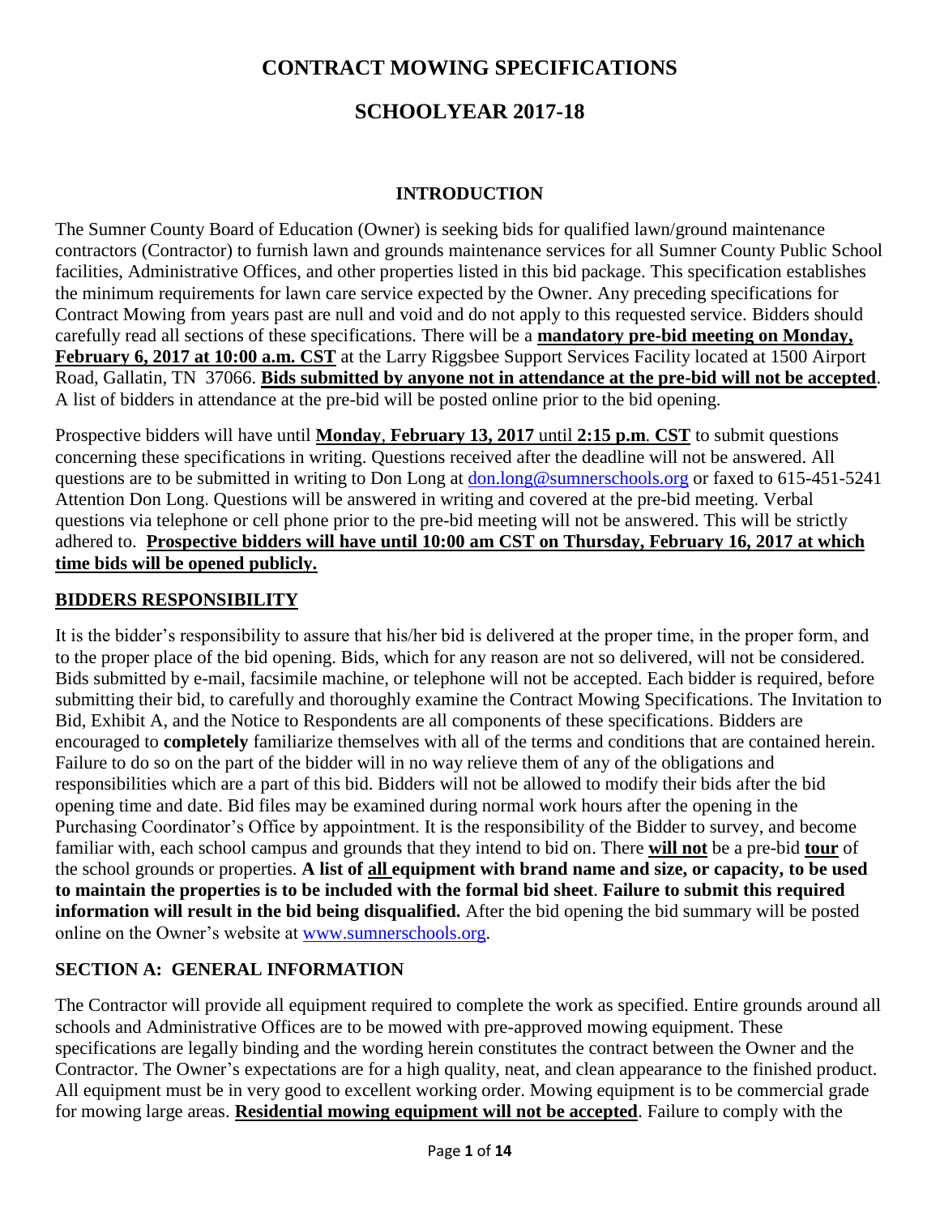# CONTRACT MOWING SPECIFICATIONS

# SCHOOLYEAR 2017-18

## INTRODUCTION

The Sumner County Board of Education (Owner) is seeking bids for qualified lawn/ground maintenance contractors (Contractor) to furnish lawn and grounds maintenance services for all Sumner County Public School facilities, Administrative Offices, and other properties listed in this bid package. This specification establishes the minimum requirements for lawn care service expected by the Owner. Any preceding specifications for Contract Mowing from years past are null and void and do not apply to this requested service. Bidders should carefully read all sections of these specifications. There will be a **mandatory pre-bid meeting on Monday, February 6, 2017 at 10:00 a.m. CST** at the Larry Riggsbee Support Services Facility located at 1500 Airport Road, Gallatin, TN 37066. **Bids submitted by anyone not in attendance at the pre-bid will not be accepted**. A list of bidders in attendance at the pre-bid will be posted online prior to the bid opening.

Prospective bidders will have until **Monday**, **February 13, 2017** until **2:15 p.m**. **CST** to submit questions concerning these specifications in writing. Questions received after the deadline will not be answered. All questions are to be submitted in writing to Don Long at don.long@sumnerschools.org or faxed to 615-451-5241 Attention Don Long. Questions will be answered in writing and covered at the pre-bid meeting. Verbal questions via telephone or cell phone prior to the pre-bid meeting will not be answered. This will be strictly adhered to. **Prospective bidders will have until 10:00 am CST on Thursday, February 16, 2017 at which time bids will be opened publicly.**

## BIDDERS RESPONSIBILITY

It is the bidder's responsibility to assure that his/her bid is delivered at the proper time, in the proper form, and to the proper place of the bid opening. Bids, which for any reason are not so delivered, will not be considered. Bids submitted by e-mail, facsimile machine, or telephone will not be accepted. Each bidder is required, before submitting their bid, to carefully and thoroughly examine the Contract Mowing Specifications. The Invitation to Bid, Exhibit A, and the Notice to Respondents are all components of these specifications. Bidders are encouraged to **completely** familiarize themselves with all of the terms and conditions that are contained herein. Failure to do so on the part of the bidder will in no way relieve them of any of the obligations and responsibilities which are a part of this bid. Bidders will not be allowed to modify their bids after the bid opening time and date. Bid files may be examined during normal work hours after the opening in the Purchasing Coordinator's Office by appointment. It is the responsibility of the Bidder to survey, and become familiar with, each school campus and grounds that they intend to bid on. There **will not** be a pre-bid **tour** of the school grounds or properties. **A list of all equipment with brand name and size, or capacity, to be used to maintain the properties is to be included with the formal bid sheet**. **Failure to submit this required information will result in the bid being disqualified.** After the bid opening the bid summary will be posted online on the Owner's website at www.sumnerschools.org.

## SECTION A: GENERAL INFORMATION

The Contractor will provide all equipment required to complete the work as specified. Entire grounds around all schools and Administrative Offices are to be mowed with pre-approved mowing equipment. These specifications are legally binding and the wording herein constitutes the contract between the Owner and the Contractor. The Owner's expectations are for a high quality, neat, and clean appearance to the finished product. All equipment must be in very good to excellent working order. Mowing equipment is to be commercial grade for mowing large areas. **Residential mowing equipment will not be accepted**. Failure to comply with the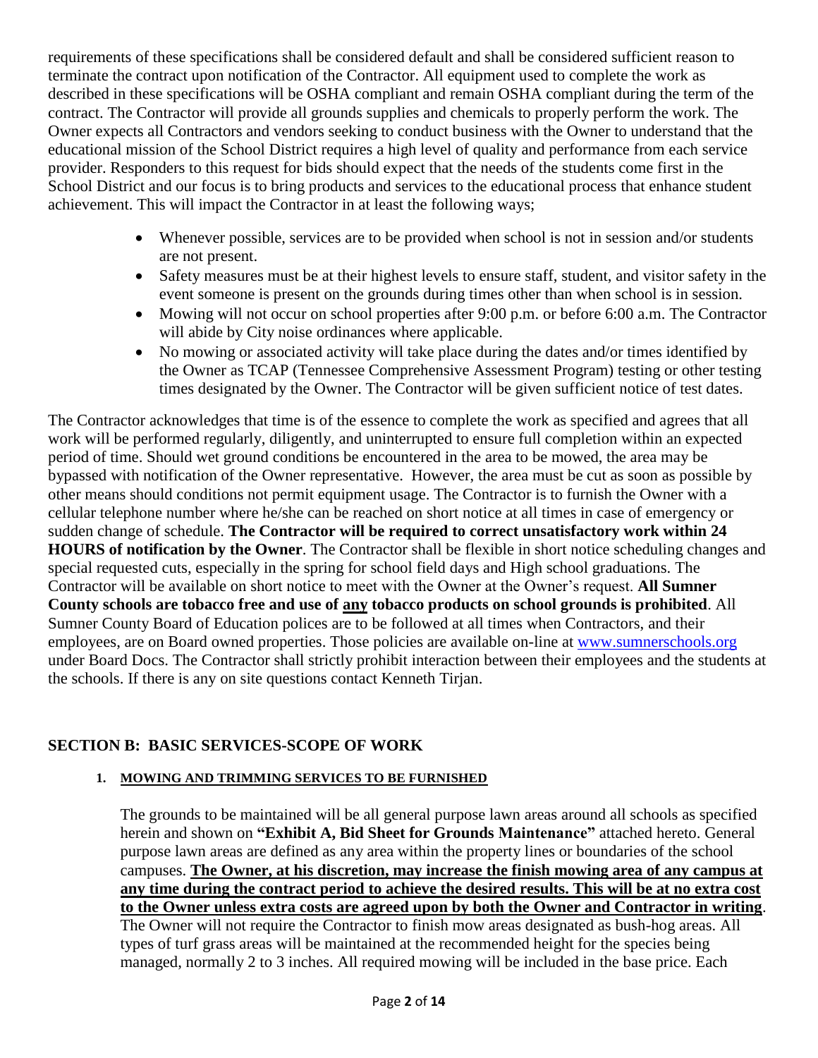requirements of these specifications shall be considered default and shall be considered sufficient reason to terminate the contract upon notification of the Contractor. All equipment used to complete the work as described in these specifications will be OSHA compliant and remain OSHA compliant during the term of the contract. The Contractor will provide all grounds supplies and chemicals to properly perform the work. The Owner expects all Contractors and vendors seeking to conduct business with the Owner to understand that the educational mission of the School District requires a high level of quality and performance from each service provider. Responders to this request for bids should expect that the needs of the students come first in the School District and our focus is to bring products and services to the educational process that enhance student achievement. This will impact the Contractor in at least the following ways;

- Whenever possible, services are to be provided when school is not in session and/or students are not present.
- Safety measures must be at their highest levels to ensure staff, student, and visitor safety in the event someone is present on the grounds during times other than when school is in session.
- Mowing will not occur on school properties after 9:00 p.m. or before 6:00 a.m. The Contractor will abide by City noise ordinances where applicable.
- No mowing or associated activity will take place during the dates and/or times identified by the Owner as TCAP (Tennessee Comprehensive Assessment Program) testing or other testing times designated by the Owner. The Contractor will be given sufficient notice of test dates.

The Contractor acknowledges that time is of the essence to complete the work as specified and agrees that all work will be performed regularly, diligently, and uninterrupted to ensure full completion within an expected period of time. Should wet ground conditions be encountered in the area to be mowed, the area may be bypassed with notification of the Owner representative. However, the area must be cut as soon as possible by other means should conditions not permit equipment usage. The Contractor is to furnish the Owner with a cellular telephone number where he/she can be reached on short notice at all times in case of emergency or sudden change of schedule. **The Contractor will be required to correct unsatisfactory work within 24 HOURS of notification by the Owner**. The Contractor shall be flexible in short notice scheduling changes and special requested cuts, especially in the spring for school field days and High school graduations. The Contractor will be available on short notice to meet with the Owner at the Owner's request. **All Sumner County schools are tobacco free and use of <u>any</u> tobacco products on school grounds is prohibited**. All Sumner County Board of Education polices are to be followed at all times when Contractors, and their employees, are on Board owned properties. Those policies are available on-line at [www.sumnerschools.org](http://www.sumnerschools.org) under Board Docs. The Contractor shall strictly prohibit interaction between their employees and the students at the schools. If there is any on site questions contact Kenneth Tirjan.

## SECTION B: BASIC SERVICES-SCOPE OF WORK

### 1. <u>MOWING AND TRIMMING SERVICES TO BE FURNISHED</u>

The grounds to be maintained will be all general purpose lawn areas around all schools as specified herein and shown on **"Exhibit A, Bid Sheet for Grounds Maintenance"** attached hereto. General purpose lawn areas are defined as any area within the property lines or boundaries of the school campuses. **<u>The Owner, at his discretion, may increase the finish mowing area of any campus at any time during the contract period to achieve the desired results. This will be at no extra cost to the Owner unless extra costs are agreed upon by both the Owner and Contractor in writing</u>**. The Owner will not require the Contractor to finish mow areas designated as bush-hog areas. All types of turf grass areas will be maintained at the recommended height for the species being managed, normally 2 to 3 inches. All required mowing will be included in the base price. Each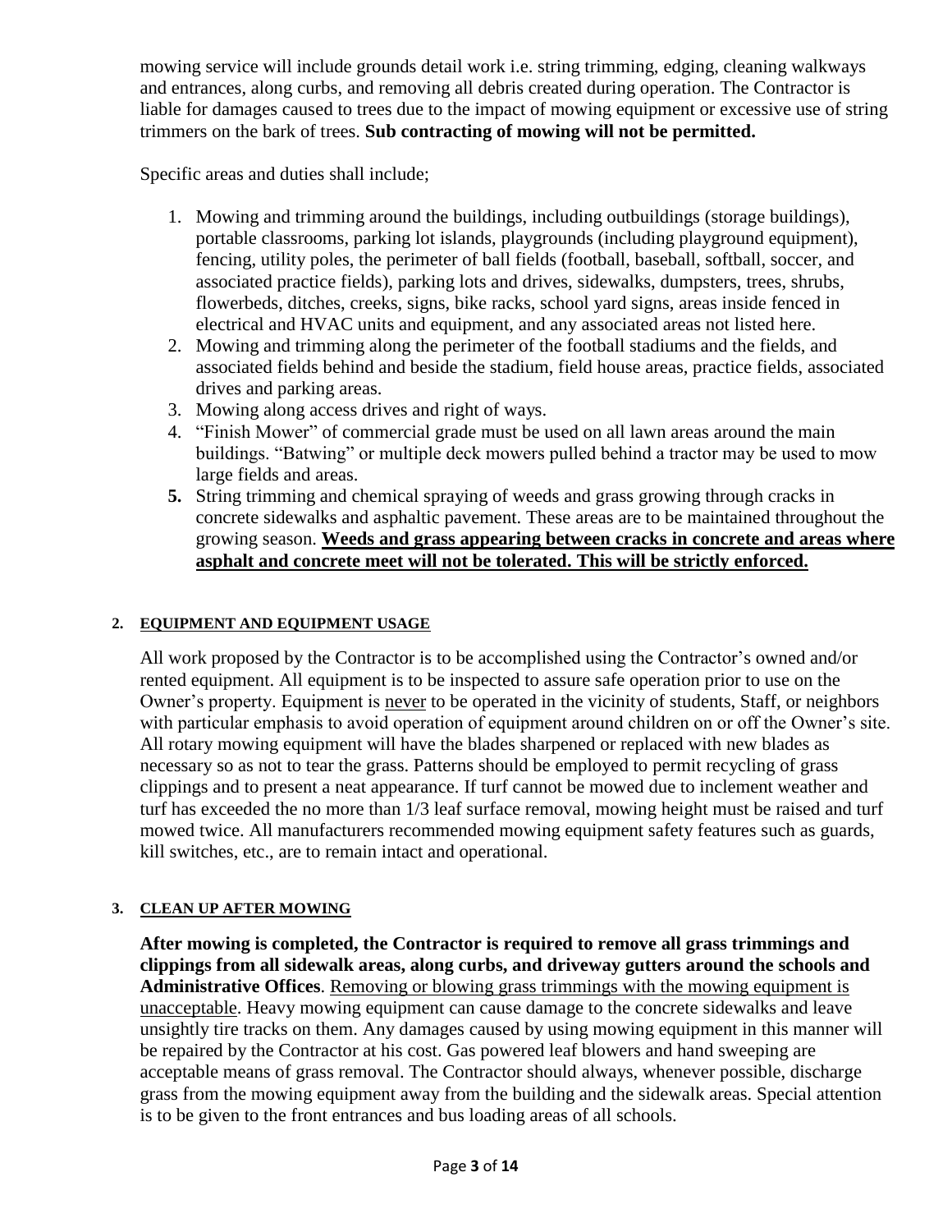mowing service will include grounds detail work i.e. string trimming, edging, cleaning walkways and entrances, along curbs, and removing all debris created during operation. The Contractor is liable for damages caused to trees due to the impact of mowing equipment or excessive use of string trimmers on the bark of trees. **Sub contracting of mowing will not be permitted.**

Specific areas and duties shall include;

1. Mowing and trimming around the buildings, including outbuildings (storage buildings), portable classrooms, parking lot islands, playgrounds (including playground equipment), fencing, utility poles, the perimeter of ball fields (football, baseball, softball, soccer, and associated practice fields), parking lots and drives, sidewalks, dumpsters, trees, shrubs, flowerbeds, ditches, creeks, signs, bike racks, school yard signs, areas inside fenced in electrical and HVAC units and equipment, and any associated areas not listed here.
2. Mowing and trimming along the perimeter of the football stadiums and the fields, and associated fields behind and beside the stadium, field house areas, practice fields, associated drives and parking areas.
3. Mowing along access drives and right of ways.
4. "Finish Mower" of commercial grade must be used on all lawn areas around the main buildings. "Batwing" or multiple deck mowers pulled behind a tractor may be used to mow large fields and areas.
5. String trimming and chemical spraying of weeds and grass growing through cracks in concrete sidewalks and asphaltic pavement. These areas are to be maintained throughout the growing season. **<u>Weeds and grass appearing between cracks in concrete and areas where asphalt and concrete meet will not be tolerated. This will be strictly enforced.</u>**

#### 2. <u>EQUIPMENT AND EQUIPMENT USAGE</u>

All work proposed by the Contractor is to be accomplished using the Contractor's owned and/or rented equipment. All equipment is to be inspected to assure safe operation prior to use on the Owner's property. Equipment is <u>never</u> to be operated in the vicinity of students, Staff, or neighbors with particular emphasis to avoid operation of equipment around children on or off the Owner's site. All rotary mowing equipment will have the blades sharpened or replaced with new blades as necessary so as not to tear the grass. Patterns should be employed to permit recycling of grass clippings and to present a neat appearance. If turf cannot be mowed due to inclement weather and turf has exceeded the no more than 1/3 leaf surface removal, mowing height must be raised and turf mowed twice. All manufacturers recommended mowing equipment safety features such as guards, kill switches, etc., are to remain intact and operational.

#### 3. <u>CLEAN UP AFTER MOWING</u>

**After mowing is completed, the Contractor is required to remove all grass trimmings and clippings from all sidewalk areas, along curbs, and driveway gutters around the schools and Administrative Offices**. <u>Removing or blowing grass trimmings with the mowing equipment is unacceptable</u>. Heavy mowing equipment can cause damage to the concrete sidewalks and leave unsightly tire tracks on them. Any damages caused by using mowing equipment in this manner will be repaired by the Contractor at his cost. Gas powered leaf blowers and hand sweeping are acceptable means of grass removal. The Contractor should always, whenever possible, discharge grass from the mowing equipment away from the building and the sidewalk areas. Special attention is to be given to the front entrances and bus loading areas of all schools.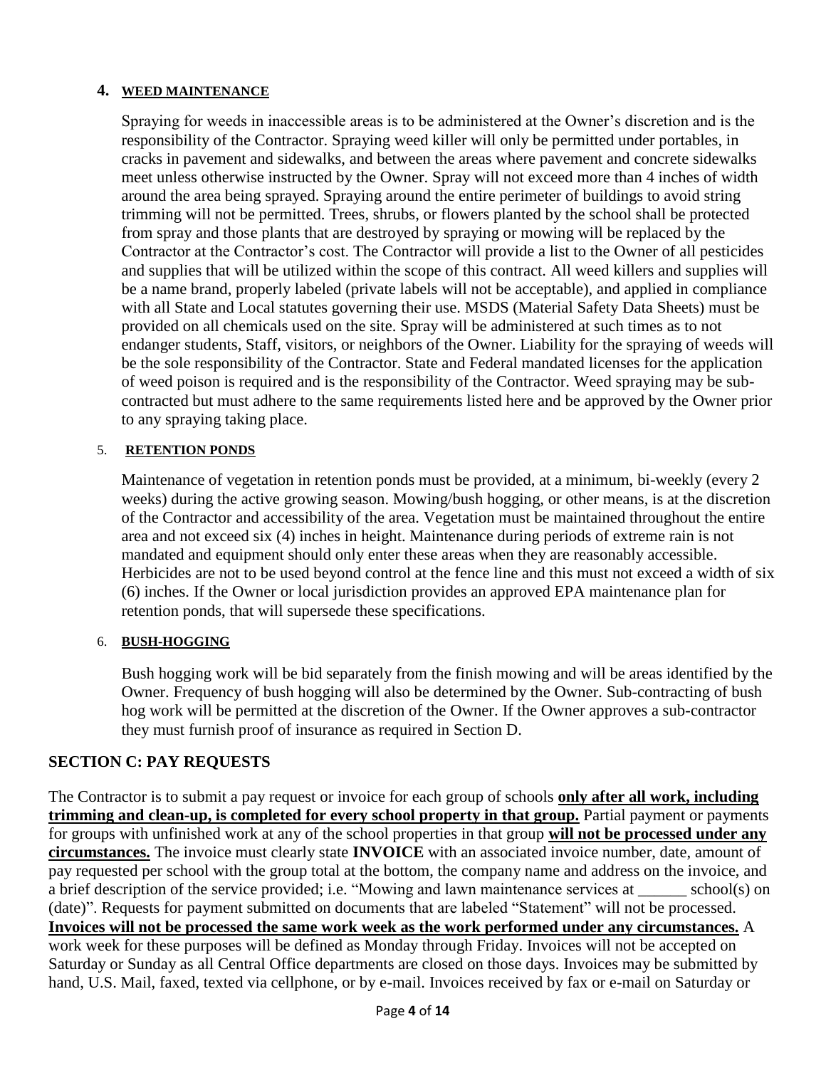#### 4. WEED MAINTENANCE

Spraying for weeds in inaccessible areas is to be administered at the Owner's discretion and is the responsibility of the Contractor. Spraying weed killer will only be permitted under portables, in cracks in pavement and sidewalks, and between the areas where pavement and concrete sidewalks meet unless otherwise instructed by the Owner. Spray will not exceed more than 4 inches of width around the area being sprayed. Spraying around the entire perimeter of buildings to avoid string trimming will not be permitted. Trees, shrubs, or flowers planted by the school shall be protected from spray and those plants that are destroyed by spraying or mowing will be replaced by the Contractor at the Contractor's cost. The Contractor will provide a list to the Owner of all pesticides and supplies that will be utilized within the scope of this contract. All weed killers and supplies will be a name brand, properly labeled (private labels will not be acceptable), and applied in compliance with all State and Local statutes governing their use. MSDS (Material Safety Data Sheets) must be provided on all chemicals used on the site. Spray will be administered at such times as to not endanger students, Staff, visitors, or neighbors of the Owner. Liability for the spraying of weeds will be the sole responsibility of the Contractor. State and Federal mandated licenses for the application of weed poison is required and is the responsibility of the Contractor. Weed spraying may be sub-contracted but must adhere to the same requirements listed here and be approved by the Owner prior to any spraying taking place.

#### 5. RETENTION PONDS

Maintenance of vegetation in retention ponds must be provided, at a minimum, bi-weekly (every 2 weeks) during the active growing season. Mowing/bush hogging, or other means, is at the discretion of the Contractor and accessibility of the area. Vegetation must be maintained throughout the entire area and not exceed six (4) inches in height. Maintenance during periods of extreme rain is not mandated and equipment should only enter these areas when they are reasonably accessible. Herbicides are not to be used beyond control at the fence line and this must not exceed a width of six (6) inches. If the Owner or local jurisdiction provides an approved EPA maintenance plan for retention ponds, that will supersede these specifications.

#### 6. BUSH-HOGGING

Bush hogging work will be bid separately from the finish mowing and will be areas identified by the Owner. Frequency of bush hogging will also be determined by the Owner. Sub-contracting of bush hog work will be permitted at the discretion of the Owner. If the Owner approves a sub-contractor they must furnish proof of insurance as required in Section D.

## SECTION C: PAY REQUESTS

The Contractor is to submit a pay request or invoice for each group of schools **only after all work, including trimming and clean-up, is completed for every school property in that group.** Partial payment or payments for groups with unfinished work at any of the school properties in that group **will not be processed under any circumstances.** The invoice must clearly state **INVOICE** with an associated invoice number, date, amount of pay requested per school with the group total at the bottom, the company name and address on the invoice, and a brief description of the service provided; i.e. "Mowing and lawn maintenance services at ______ school(s) on (date)". Requests for payment submitted on documents that are labeled "Statement" will not be processed. **Invoices will not be processed the same work week as the work performed under any circumstances.** A work week for these purposes will be defined as Monday through Friday. Invoices will not be accepted on Saturday or Sunday as all Central Office departments are closed on those days. Invoices may be submitted by hand, U.S. Mail, faxed, texted via cellphone, or by e-mail. Invoices received by fax or e-mail on Saturday or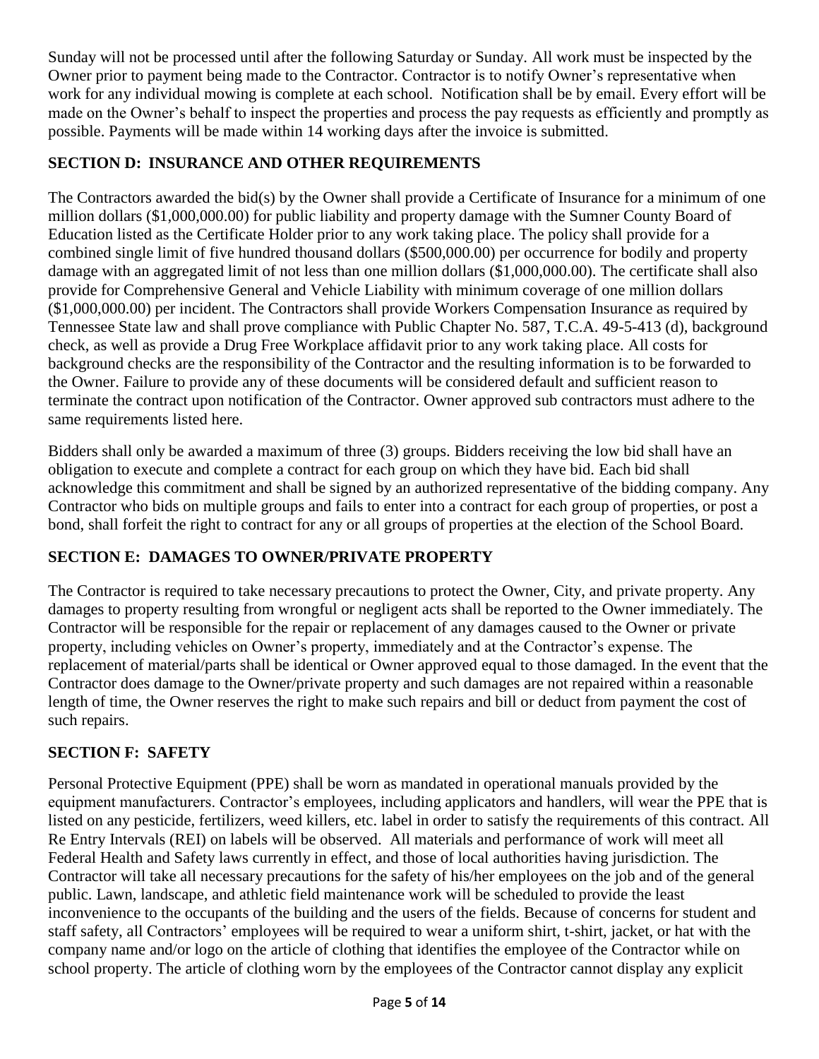Sunday will not be processed until after the following Saturday or Sunday. All work must be inspected by the Owner prior to payment being made to the Contractor. Contractor is to notify Owner's representative when work for any individual mowing is complete at each school. Notification shall be by email. Every effort will be made on the Owner's behalf to inspect the properties and process the pay requests as efficiently and promptly as possible. Payments will be made within 14 working days after the invoice is submitted.

## SECTION D: INSURANCE AND OTHER REQUIREMENTS

The Contractors awarded the bid(s) by the Owner shall provide a Certificate of Insurance for a minimum of one million dollars ($1,000,000.00) for public liability and property damage with the Sumner County Board of Education listed as the Certificate Holder prior to any work taking place. The policy shall provide for a combined single limit of five hundred thousand dollars ($500,000.00) per occurrence for bodily and property damage with an aggregated limit of not less than one million dollars ($1,000,000.00). The certificate shall also provide for Comprehensive General and Vehicle Liability with minimum coverage of one million dollars ($1,000,000.00) per incident. The Contractors shall provide Workers Compensation Insurance as required by Tennessee State law and shall prove compliance with Public Chapter No. 587, T.C.A. 49-5-413 (d), background check, as well as provide a Drug Free Workplace affidavit prior to any work taking place. All costs for background checks are the responsibility of the Contractor and the resulting information is to be forwarded to the Owner. Failure to provide any of these documents will be considered default and sufficient reason to terminate the contract upon notification of the Contractor. Owner approved sub contractors must adhere to the same requirements listed here.

Bidders shall only be awarded a maximum of three (3) groups. Bidders receiving the low bid shall have an obligation to execute and complete a contract for each group on which they have bid. Each bid shall acknowledge this commitment and shall be signed by an authorized representative of the bidding company. Any Contractor who bids on multiple groups and fails to enter into a contract for each group of properties, or post a bond, shall forfeit the right to contract for any or all groups of properties at the election of the School Board.

## SECTION E: DAMAGES TO OWNER/PRIVATE PROPERTY

The Contractor is required to take necessary precautions to protect the Owner, City, and private property. Any damages to property resulting from wrongful or negligent acts shall be reported to the Owner immediately. The Contractor will be responsible for the repair or replacement of any damages caused to the Owner or private property, including vehicles on Owner's property, immediately and at the Contractor's expense. The replacement of material/parts shall be identical or Owner approved equal to those damaged. In the event that the Contractor does damage to the Owner/private property and such damages are not repaired within a reasonable length of time, the Owner reserves the right to make such repairs and bill or deduct from payment the cost of such repairs.

## SECTION F: SAFETY

Personal Protective Equipment (PPE) shall be worn as mandated in operational manuals provided by the equipment manufacturers. Contractor's employees, including applicators and handlers, will wear the PPE that is listed on any pesticide, fertilizers, weed killers, etc. label in order to satisfy the requirements of this contract. All Re Entry Intervals (REI) on labels will be observed. All materials and performance of work will meet all Federal Health and Safety laws currently in effect, and those of local authorities having jurisdiction. The Contractor will take all necessary precautions for the safety of his/her employees on the job and of the general public. Lawn, landscape, and athletic field maintenance work will be scheduled to provide the least inconvenience to the occupants of the building and the users of the fields. Because of concerns for student and staff safety, all Contractors' employees will be required to wear a uniform shirt, t-shirt, jacket, or hat with the company name and/or logo on the article of clothing that identifies the employee of the Contractor while on school property. The article of clothing worn by the employees of the Contractor cannot display any explicit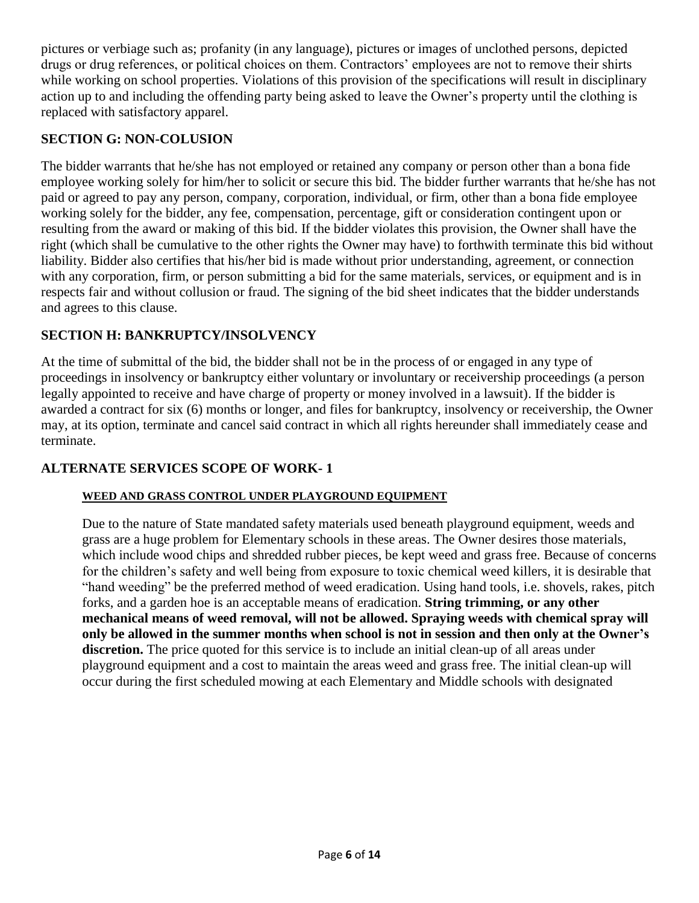pictures or verbiage such as; profanity (in any language), pictures or images of unclothed persons, depicted drugs or drug references, or political choices on them. Contractors' employees are not to remove their shirts while working on school properties. Violations of this provision of the specifications will result in disciplinary action up to and including the offending party being asked to leave the Owner's property until the clothing is replaced with satisfactory apparel.

## SECTION G: NON-COLUSION

The bidder warrants that he/she has not employed or retained any company or person other than a bona fide employee working solely for him/her to solicit or secure this bid. The bidder further warrants that he/she has not paid or agreed to pay any person, company, corporation, individual, or firm, other than a bona fide employee working solely for the bidder, any fee, compensation, percentage, gift or consideration contingent upon or resulting from the award or making of this bid. If the bidder violates this provision, the Owner shall have the right (which shall be cumulative to the other rights the Owner may have) to forthwith terminate this bid without liability. Bidder also certifies that his/her bid is made without prior understanding, agreement, or connection with any corporation, firm, or person submitting a bid for the same materials, services, or equipment and is in respects fair and without collusion or fraud. The signing of the bid sheet indicates that the bidder understands and agrees to this clause.

## SECTION H: BANKRUPTCY/INSOLVENCY

At the time of submittal of the bid, the bidder shall not be in the process of or engaged in any type of proceedings in insolvency or bankruptcy either voluntary or involuntary or receivership proceedings (a person legally appointed to receive and have charge of property or money involved in a lawsuit). If the bidder is awarded a contract for six (6) months or longer, and files for bankruptcy, insolvency or receivership, the Owner may, at its option, terminate and cancel said contract in which all rights hereunder shall immediately cease and terminate.

## ALTERNATE SERVICES SCOPE OF WORK- 1

### WEED AND GRASS CONTROL UNDER PLAYGROUND EQUIPMENT

Due to the nature of State mandated safety materials used beneath playground equipment, weeds and grass are a huge problem for Elementary schools in these areas. The Owner desires those materials, which include wood chips and shredded rubber pieces, be kept weed and grass free. Because of concerns for the children's safety and well being from exposure to toxic chemical weed killers, it is desirable that "hand weeding" be the preferred method of weed eradication. Using hand tools, i.e. shovels, rakes, pitch forks, and a garden hoe is an acceptable means of eradication. **String trimming, or any other mechanical means of weed removal, will not be allowed. Spraying weeds with chemical spray will only be allowed in the summer months when school is not in session and then only at the Owner's discretion.** The price quoted for this service is to include an initial clean-up of all areas under playground equipment and a cost to maintain the areas weed and grass free. The initial clean-up will occur during the first scheduled mowing at each Elementary and Middle schools with designated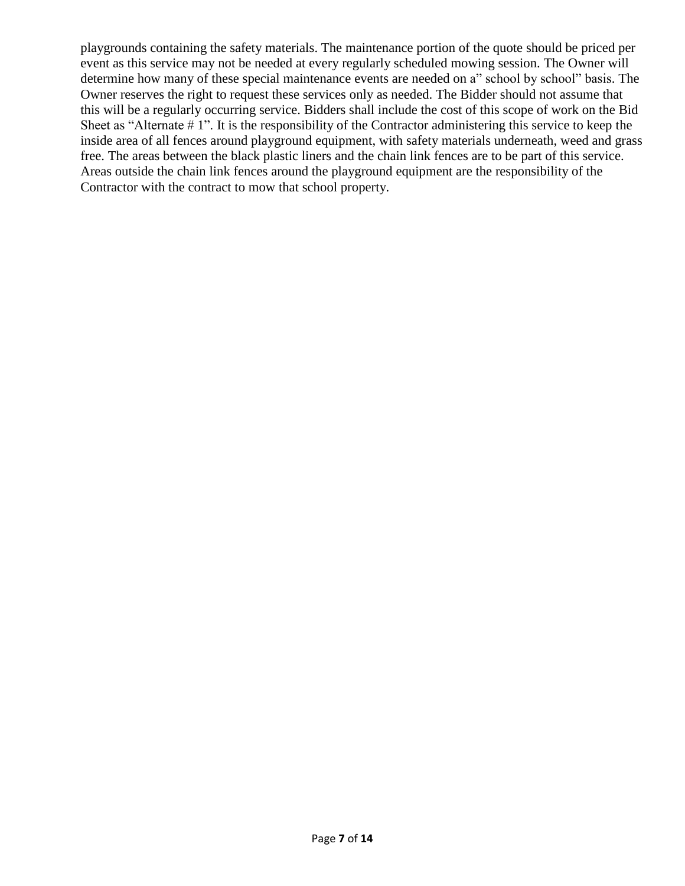playgrounds containing the safety materials. The maintenance portion of the quote should be priced per event as this service may not be needed at every regularly scheduled mowing session. The Owner will determine how many of these special maintenance events are needed on a" school by school" basis. The Owner reserves the right to request these services only as needed. The Bidder should not assume that this will be a regularly occurring service. Bidders shall include the cost of this scope of work on the Bid Sheet as "Alternate # 1". It is the responsibility of the Contractor administering this service to keep the inside area of all fences around playground equipment, with safety materials underneath, weed and grass free. The areas between the black plastic liners and the chain link fences are to be part of this service. Areas outside the chain link fences around the playground equipment are the responsibility of the Contractor with the contract to mow that school property.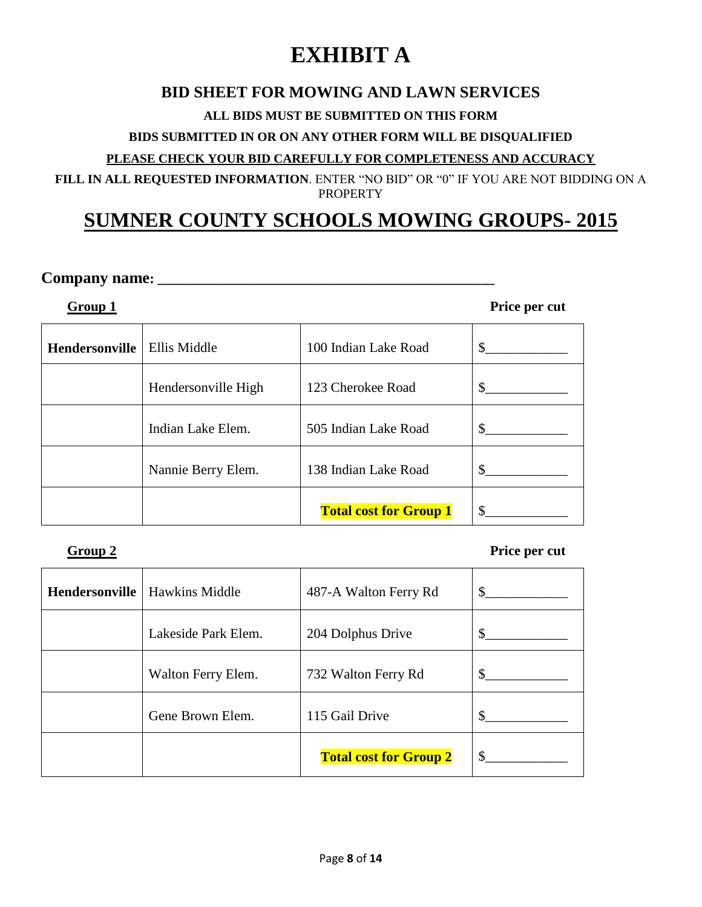# EXHIBIT A

## BID SHEET FOR MOWING AND LAWN SERVICES

**ALL BIDS MUST BE SUBMITTED ON THIS FORM**

**BIDS SUBMITTED IN OR ON ANY OTHER FORM WILL BE DISQUALIFIED**

**PLEASE CHECK YOUR BID CAREFULLY FOR COMPLETENESS AND ACCURACY**

**FILL IN ALL REQUESTED INFORMATION**. ENTER "NO BID" OR "0" IF YOU ARE NOT BIDDING ON A PROPERTY

# SUMNER COUNTY SCHOOLS MOWING GROUPS- 2015

**Company name: \_\_\_\_\_\_\_\_\_\_\_\_\_\_\_\_\_\_\_\_\_\_\_\_\_\_\_\_\_\_\_\_\_\_\_\_\_\_\_\_\_\_\_\_**

**Group 1** — **Price per cut**

| | | | |
|---|---|---|---|
| **Hendersonville** | Ellis Middle | 100 Indian Lake Road | $\_\_\_\_\_\_\_\_\_\_\_\_ |
| | Hendersonville High | 123 Cherokee Road | $\_\_\_\_\_\_\_\_\_\_\_\_ |
| | Indian Lake Elem. | 505 Indian Lake Road | $\_\_\_\_\_\_\_\_\_\_\_\_ |
| | Nannie Berry Elem. | 138 Indian Lake Road | $\_\_\_\_\_\_\_\_\_\_\_\_ |
| | | **Total cost for Group 1** | $\_\_\_\_\_\_\_\_\_\_\_\_ |

**Group 2** — **Price per cut**

| | | | |
|---|---|---|---|
| **Hendersonville** | Hawkins Middle | 487-A Walton Ferry Rd | $\_\_\_\_\_\_\_\_\_\_\_\_ |
| | Lakeside Park Elem. | 204 Dolphus Drive | $\_\_\_\_\_\_\_\_\_\_\_\_ |
| | Walton Ferry Elem. | 732 Walton Ferry Rd | $\_\_\_\_\_\_\_\_\_\_\_\_ |
| | Gene Brown Elem. | 115 Gail Drive | $\_\_\_\_\_\_\_\_\_\_\_\_ |
| | | **Total cost for Group 2** | $\_\_\_\_\_\_\_\_\_\_\_\_ |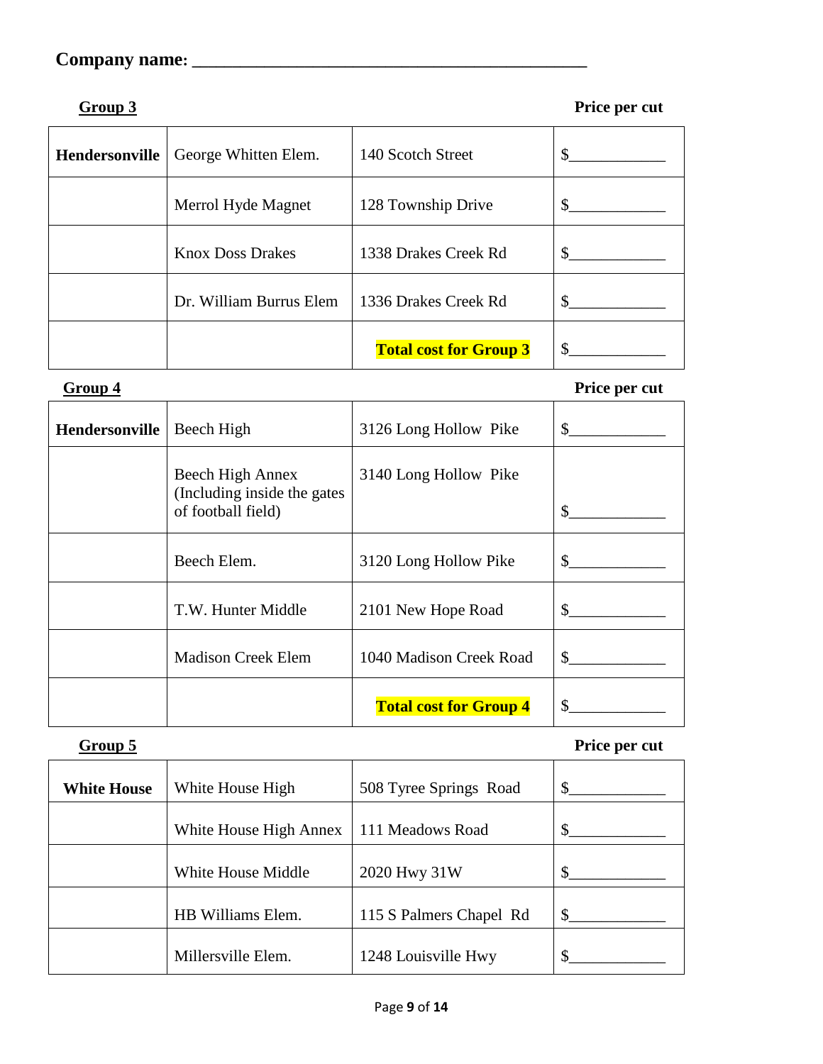**Company name: ___________________________________________**

**Group 3** — **Price per cut**

| | | | |
|---|---|---|---|
| **Hendersonville** | George Whitten Elem. | 140 Scotch Street | $____________ |
| | Merrol Hyde Magnet | 128 Township Drive | $____________ |
| | Knox Doss Drakes | 1338 Drakes Creek Rd | $____________ |
| | Dr. William Burrus Elem | 1336 Drakes Creek Rd | $____________ |
| | | **Total cost for Group 3** | $____________ |

**Group 4** — **Price per cut**

| | | | |
|---|---|---|---|
| **Hendersonville** | Beech High | 3126 Long Hollow Pike | $____________ |
| | Beech High Annex (Including inside the gates of football field) | 3140 Long Hollow Pike | $____________ |
| | Beech Elem. | 3120 Long Hollow Pike | $____________ |
| | T.W. Hunter Middle | 2101 New Hope Road | $____________ |
| | Madison Creek Elem | 1040 Madison Creek Road | $____________ |
| | | **Total cost for Group 4** | $____________ |

**Group 5** — **Price per cut**

| | | | |
|---|---|---|---|
| **White House** | White House High | 508 Tyree Springs Road | $____________ |
| | White House High Annex | 111 Meadows Road | $____________ |
| | White House Middle | 2020 Hwy 31W | $____________ |
| | HB Williams Elem. | 115 S Palmers Chapel Rd | $____________ |
| | Millersville Elem. | 1248 Louisville Hwy | $____________ |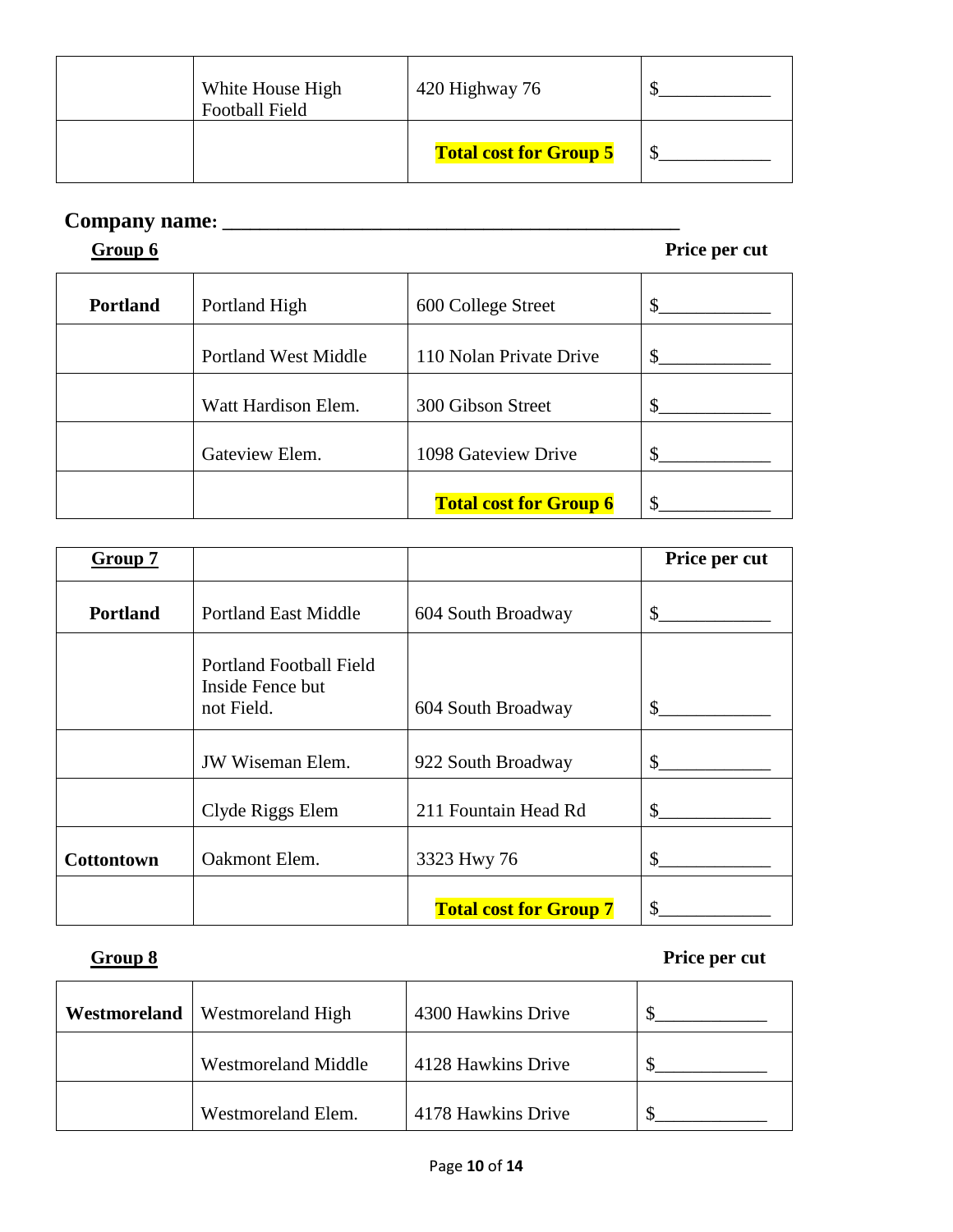| | White House High Football Field | 420 Highway 76 | $____________ |
|---|---|---|---|
| | | **Total cost for Group 5** | $____________ |

**Company name: ____________________________________________**

**Group 6** — **Price per cut**

| | | | |
|---|---|---|---|
| **Portland** | Portland High | 600 College Street | $____________ |
| | Portland West Middle | 110 Nolan Private Drive | $____________ |
| | Watt Hardison Elem. | 300 Gibson Street | $____________ |
| | Gateview Elem. | 1098 Gateview Drive | $____________ |
| | | **Total cost for Group 6** | $____________ |

| **Group 7** | | | **Price per cut** |
|---|---|---|---|
| **Portland** | Portland East Middle | 604 South Broadway | $____________ |
| | Portland Football Field Inside Fence but not Field. | 604 South Broadway | $____________ |
| | JW Wiseman Elem. | 922 South Broadway | $____________ |
| | Clyde Riggs Elem | 211 Fountain Head Rd | $____________ |
| **Cottontown** | Oakmont Elem. | 3323 Hwy 76 | $____________ |
| | | **Total cost for Group 7** | $____________ |

**Group 8** — **Price per cut**

| | | | |
|---|---|---|---|
| **Westmoreland** | Westmoreland High | 4300 Hawkins Drive | $____________ |
| | Westmoreland Middle | 4128 Hawkins Drive | $____________ |
| | Westmoreland Elem. | 4178 Hawkins Drive | $____________ |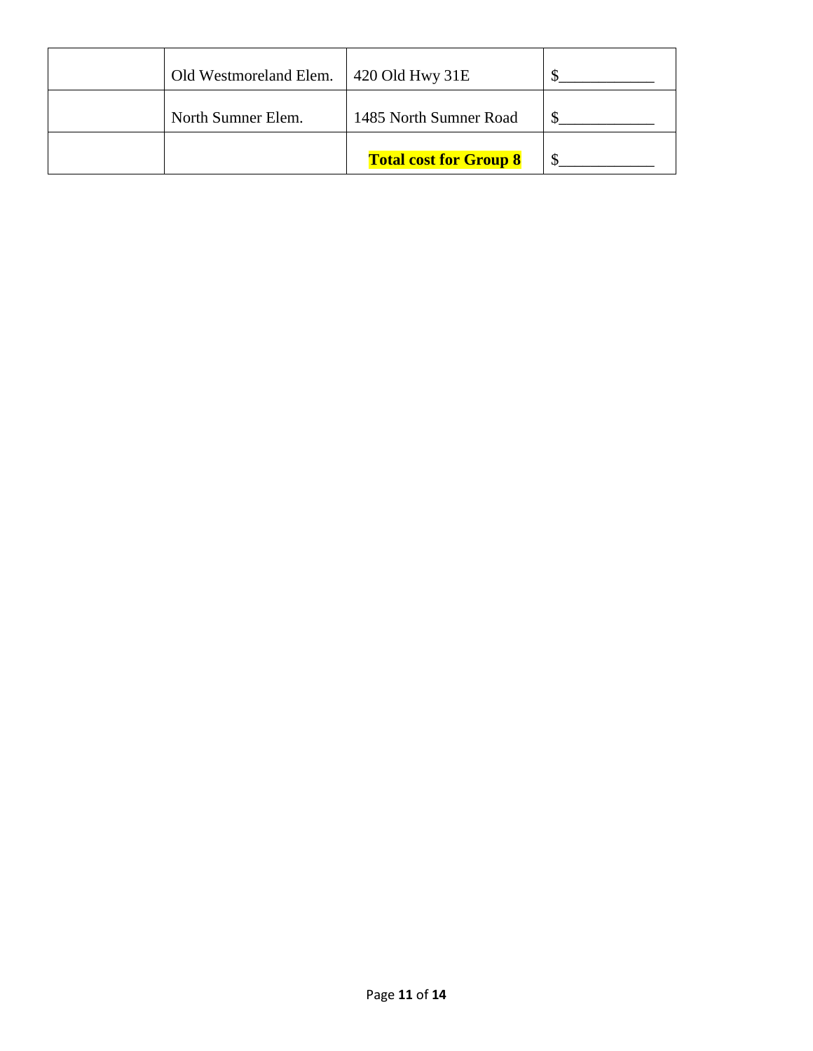| | | | |
|---|---|---|---|
| | Old Westmoreland Elem. | 420 Old Hwy 31E | $____________ |
| | North Sumner Elem. | 1485 North Sumner Road | $____________ |
| | | **Total cost for Group 8** | $____________ |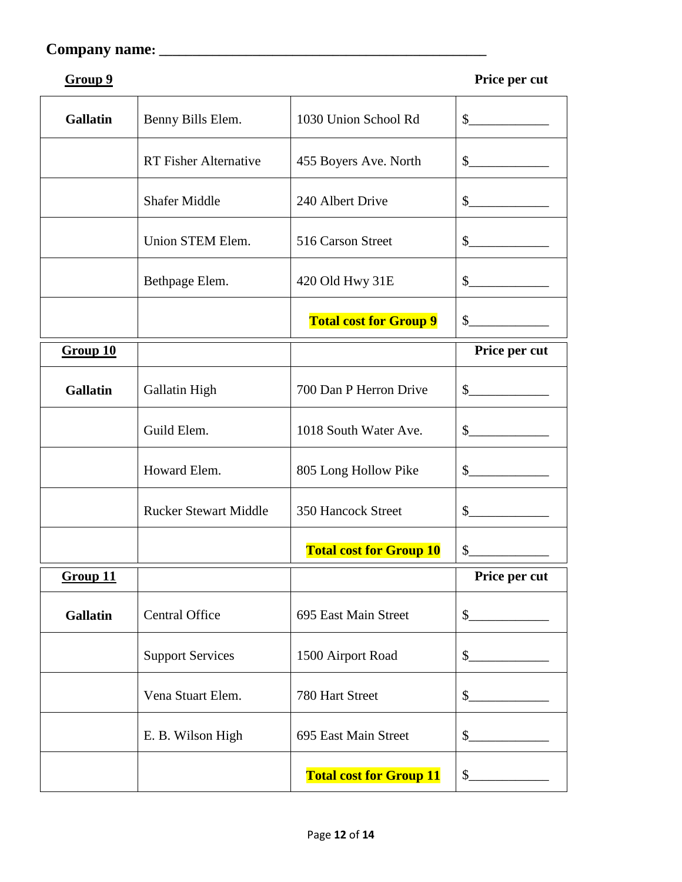**Company name: \_\_\_\_\_\_\_\_\_\_\_\_\_\_\_\_\_\_\_\_\_\_\_\_\_\_\_\_\_\_\_\_\_\_\_\_\_\_\_\_\_\_\_\_**

| **<u>Group 9</u>** | | | **Price per cut** |
|---|---|---|---|
| **Gallatin** | Benny Bills Elem. | 1030 Union School Rd | $\_\_\_\_\_\_\_\_\_\_\_\_ |
| | RT Fisher Alternative | 455 Boyers Ave. North | $\_\_\_\_\_\_\_\_\_\_\_\_ |
| | Shafer Middle | 240 Albert Drive | $\_\_\_\_\_\_\_\_\_\_\_\_ |
| | Union STEM Elem. | 516 Carson Street | $\_\_\_\_\_\_\_\_\_\_\_\_ |
| | Bethpage Elem. | 420 Old Hwy 31E | $\_\_\_\_\_\_\_\_\_\_\_\_ |
| | | **Total cost for Group 9** | $\_\_\_\_\_\_\_\_\_\_\_\_ |
| **<u>Group 10</u>** | | | **Price per cut** |
| **Gallatin** | Gallatin High | 700 Dan P Herron Drive | $\_\_\_\_\_\_\_\_\_\_\_\_ |
| | Guild Elem. | 1018 South Water Ave. | $\_\_\_\_\_\_\_\_\_\_\_\_ |
| | Howard Elem. | 805 Long Hollow Pike | $\_\_\_\_\_\_\_\_\_\_\_\_ |
| | Rucker Stewart Middle | 350 Hancock Street | $\_\_\_\_\_\_\_\_\_\_\_\_ |
| | | **Total cost for Group 10** | $\_\_\_\_\_\_\_\_\_\_\_\_ |
| **<u>Group 11</u>** | | | **Price per cut** |
| **Gallatin** | Central Office | 695 East Main Street | $\_\_\_\_\_\_\_\_\_\_\_\_ |
| | Support Services | 1500 Airport Road | $\_\_\_\_\_\_\_\_\_\_\_\_ |
| | Vena Stuart Elem. | 780 Hart Street | $\_\_\_\_\_\_\_\_\_\_\_\_ |
| | E. B. Wilson High | 695 East Main Street | $\_\_\_\_\_\_\_\_\_\_\_\_ |
| | | **Total cost for Group 11** | $\_\_\_\_\_\_\_\_\_\_\_\_ |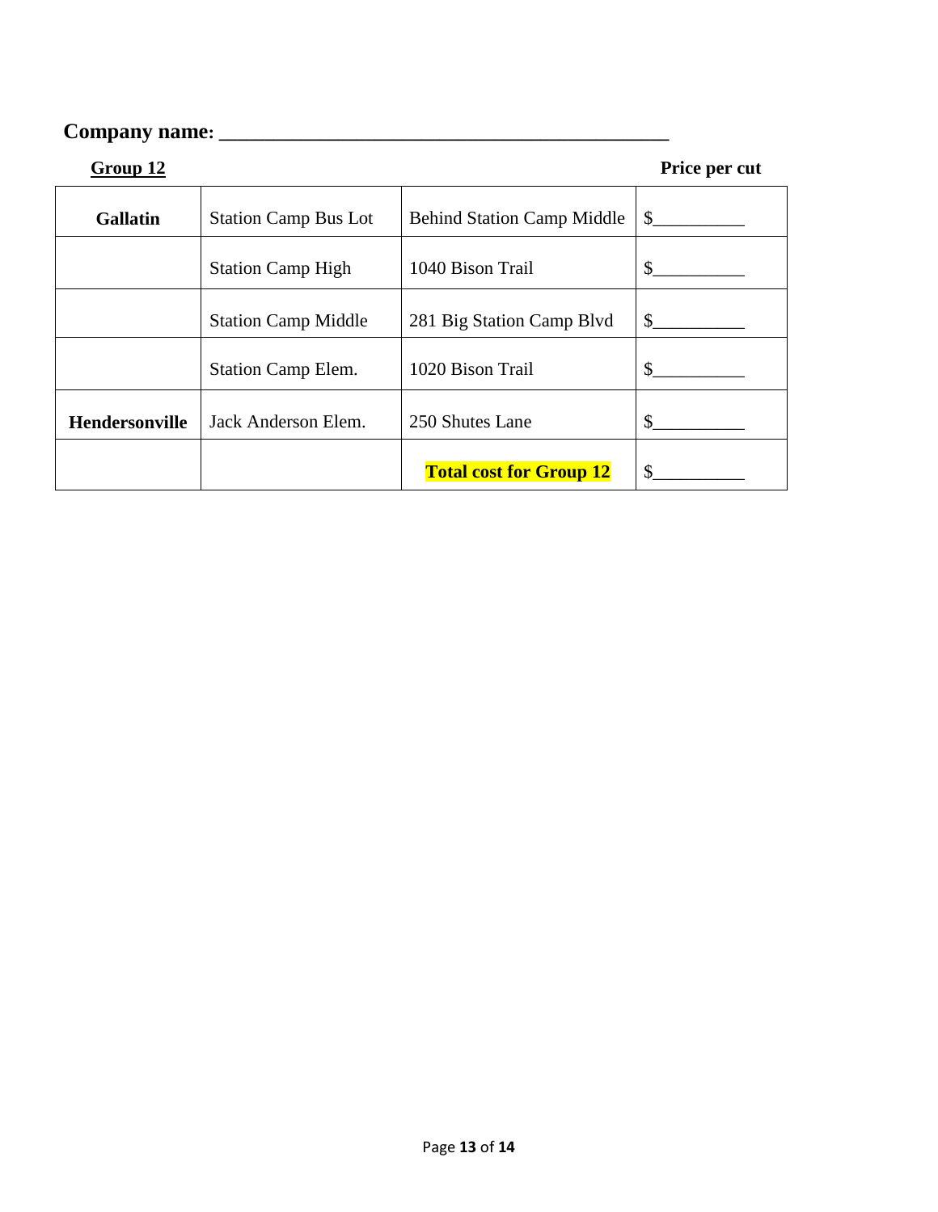**Company name: ___________________________________________**

**Group 12** **Price per cut**

| | | | |
|---|---|---|---|
| **Gallatin** | Station Camp Bus Lot | Behind Station Camp Middle | $__________ |
| | Station Camp High | 1040 Bison Trail | $__________ |
| | Station Camp Middle | 281 Big Station Camp Blvd | $__________ |
| | Station Camp Elem. | 1020 Bison Trail | $__________ |
| **Hendersonville** | Jack Anderson Elem. | 250 Shutes Lane | $__________ |
| | | **Total cost for Group 12** | $__________ |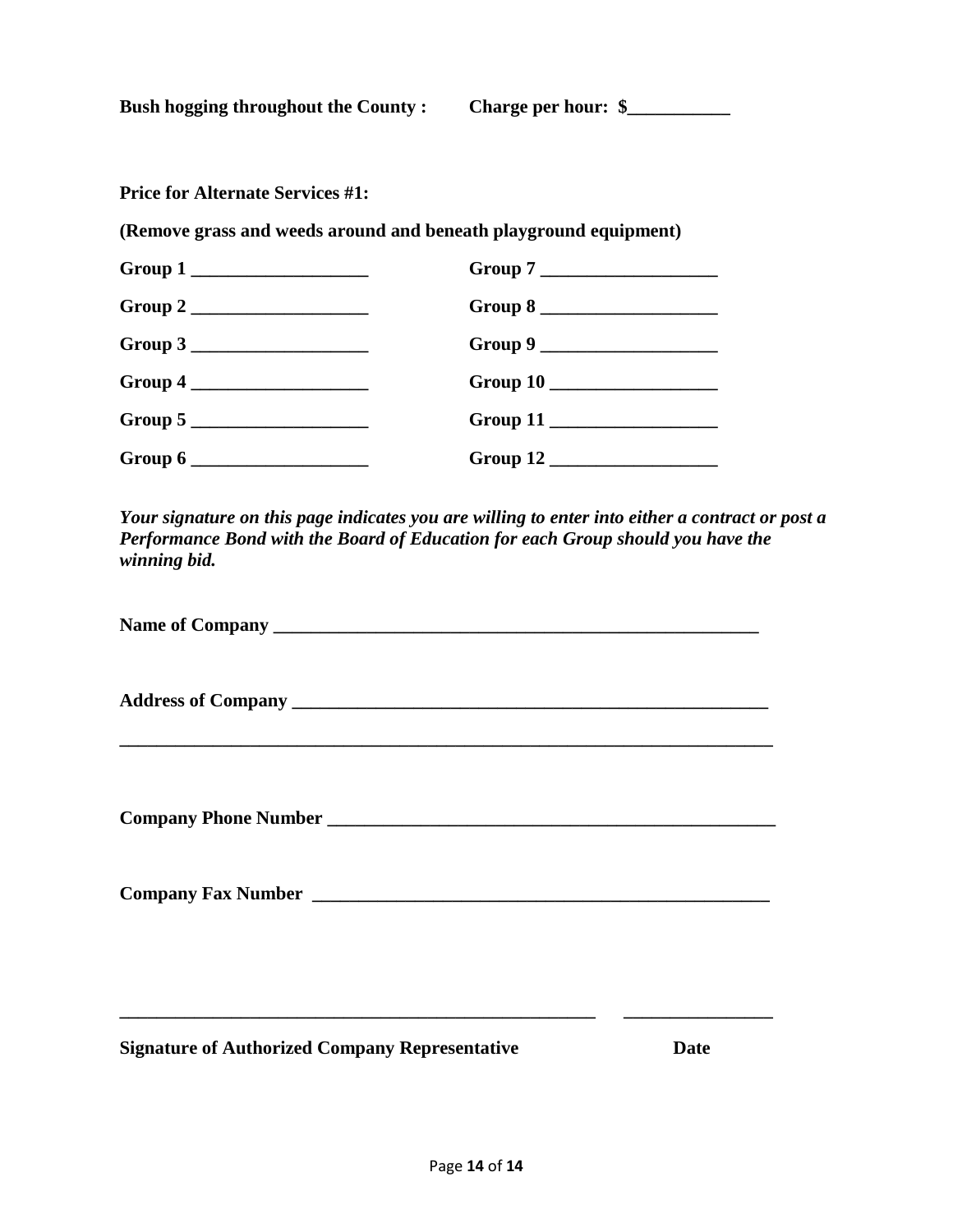**Bush hogging throughout the County :** **Charge per hour: $___________**

**Price for Alternate Services #1:**

**(Remove grass and weeds around and beneath playground equipment)**

| | |
|---|---|
| **Group 1 ___________________** | **Group 7 ___________________** |
| **Group 2 ___________________** | **Group 8 ___________________** |
| **Group 3 ___________________** | **Group 9 ___________________** |
| **Group 4 ___________________** | **Group 10 __________________** |
| **Group 5 ___________________** | **Group 11 __________________** |
| **Group 6 ___________________** | **Group 12 __________________** |

***Your signature on this page indicates you are willing to enter into either a contract or post a Performance Bond with the Board of Education for each Group should you have the winning bid.***

**Name of Company _______________________________________________________**

**Address of Company _____________________________________________________**

**__________________________________________________________________________**

**Company Phone Number ___________________________________________________**

**Company Fax Number ____________________________________________________**

**_____________________________________________________ ________________**

**Signature of Authorized Company Representative** **Date**